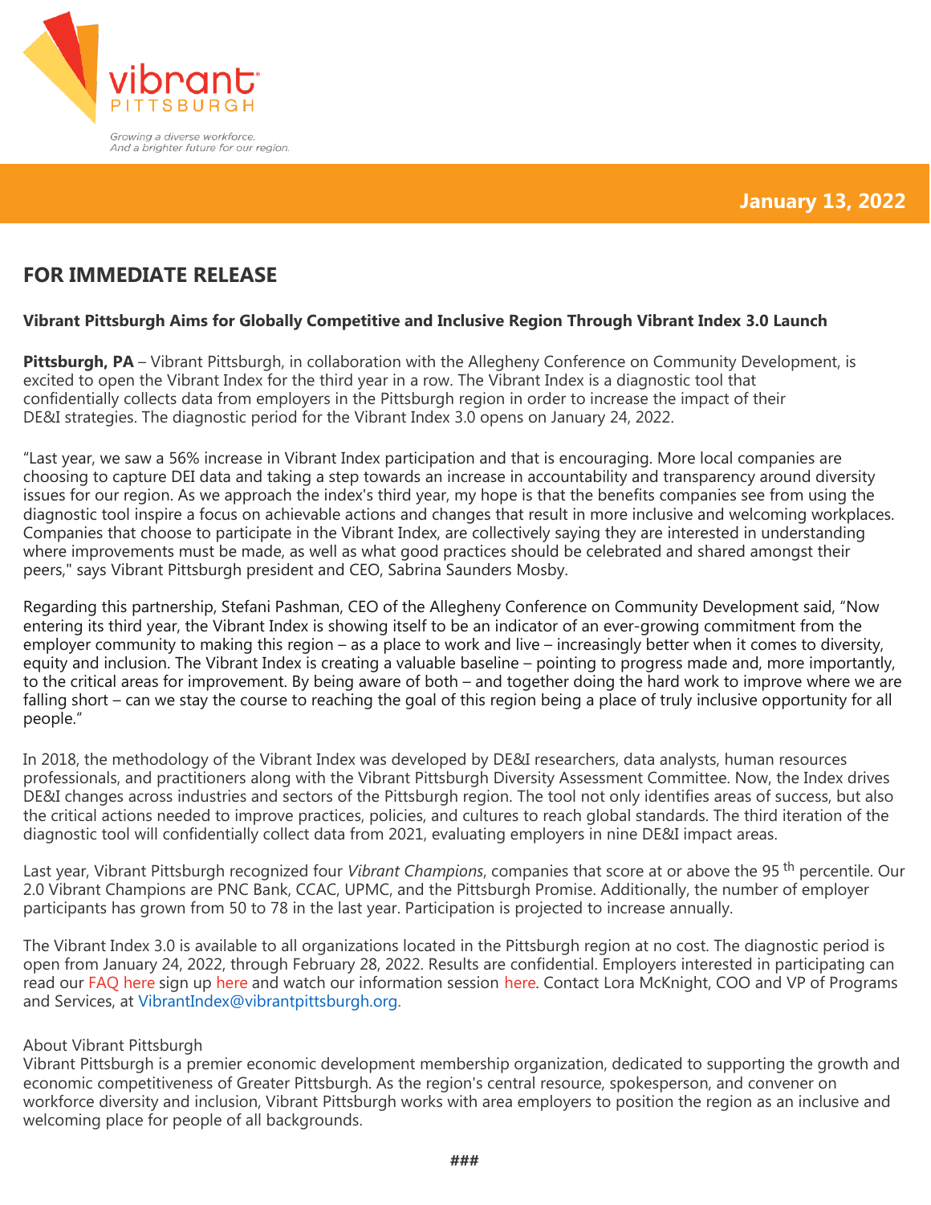vibrant PITTSBURGH

*Growing a diverse workforce.*
*And a brighter future for our region.*

**January 13, 2022**

## FOR IMMEDIATE RELEASE

**Vibrant Pittsburgh Aims for Globally Competitive and Inclusive Region Through Vibrant Index 3.0 Launch**

**Pittsburgh, PA** – Vibrant Pittsburgh, in collaboration with the Allegheny Conference on Community Development, is excited to open the Vibrant Index for the third year in a row. The Vibrant Index is a diagnostic tool that confidentially collects data from employers in the Pittsburgh region in order to increase the impact of their DE&I strategies. The diagnostic period for the Vibrant Index 3.0 opens on January 24, 2022.

"Last year, we saw a 56% increase in Vibrant Index participation and that is encouraging. More local companies are choosing to capture DEI data and taking a step towards an increase in accountability and transparency around diversity issues for our region. As we approach the index's third year, my hope is that the benefits companies see from using the diagnostic tool inspire a focus on achievable actions and changes that result in more inclusive and welcoming workplaces. Companies that choose to participate in the Vibrant Index, are collectively saying they are interested in understanding where improvements must be made, as well as what good practices should be celebrated and shared amongst their peers," says Vibrant Pittsburgh president and CEO, Sabrina Saunders Mosby.

Regarding this partnership, Stefani Pashman, CEO of the Allegheny Conference on Community Development said, "Now entering its third year, the Vibrant Index is showing itself to be an indicator of an ever-growing commitment from the employer community to making this region – as a place to work and live – increasingly better when it comes to diversity, equity and inclusion. The Vibrant Index is creating a valuable baseline – pointing to progress made and, more importantly, to the critical areas for improvement. By being aware of both – and together doing the hard work to improve where we are falling short – can we stay the course to reaching the goal of this region being a place of truly inclusive opportunity for all people."

In 2018, the methodology of the Vibrant Index was developed by DE&I researchers, data analysts, human resources professionals, and practitioners along with the Vibrant Pittsburgh Diversity Assessment Committee. Now, the Index drives DE&I changes across industries and sectors of the Pittsburgh region. The tool not only identifies areas of success, but also the critical actions needed to improve practices, policies, and cultures to reach global standards. The third iteration of the diagnostic tool will confidentially collect data from 2021, evaluating employers in nine DE&I impact areas.

Last year, Vibrant Pittsburgh recognized four *Vibrant Champions*, companies that score at or above the 95$^{th}$ percentile. Our 2.0 Vibrant Champions are PNC Bank, CCAC, UPMC, and the Pittsburgh Promise. Additionally, the number of employer participants has grown from 50 to 78 in the last year. Participation is projected to increase annually.

The Vibrant Index 3.0 is available to all organizations located in the Pittsburgh region at no cost. The diagnostic period is open from January 24, 2022, through February 28, 2022. Results are confidential. Employers interested in participating can read our FAQ here sign up here and watch our information session here. Contact Lora McKnight, COO and VP of Programs and Services, at VibrantIndex@vibrantpittsburgh.org.

About Vibrant Pittsburgh
Vibrant Pittsburgh is a premier economic development membership organization, dedicated to supporting the growth and economic competitiveness of Greater Pittsburgh. As the region's central resource, spokesperson, and convener on workforce diversity and inclusion, Vibrant Pittsburgh works with area employers to position the region as an inclusive and welcoming place for people of all backgrounds.

###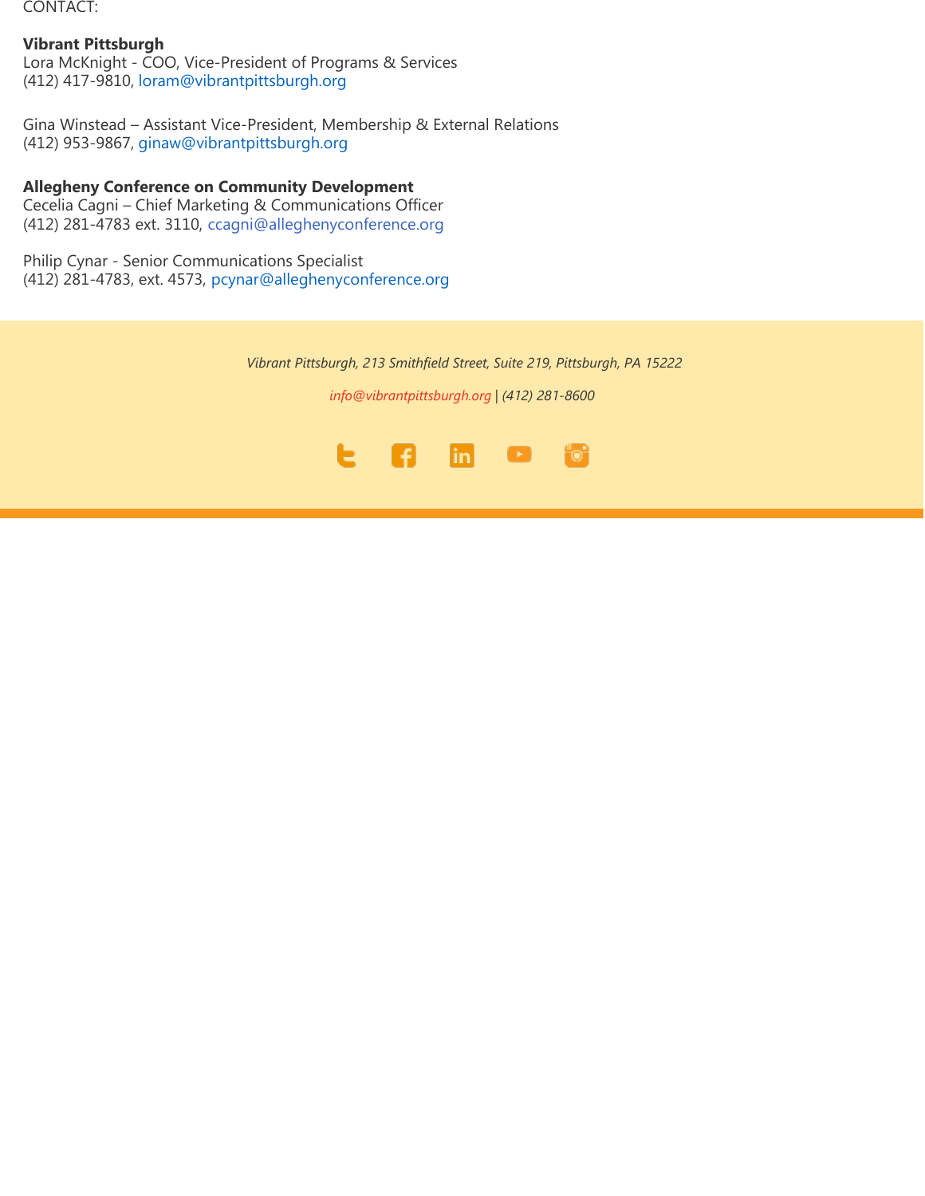CONTACT:

**Vibrant Pittsburgh**
Lora McKnight - COO, Vice-President of Programs & Services
(412) 417-9810, loram@vibrantpittsburgh.org

Gina Winstead – Assistant Vice-President, Membership & External Relations
(412) 953-9867, ginaw@vibrantpittsburgh.org

**Allegheny Conference on Community Development**
Cecelia Cagni – Chief Marketing & Communications Officer
(412) 281-4783 ext. 3110, ccagni@alleghenyconference.org

Philip Cynar - Senior Communications Specialist
(412) 281-4783, ext. 4573, pcynar@alleghenyconference.org

*Vibrant Pittsburgh, 213 Smithfield Street, Suite 219, Pittsburgh, PA 15222*

*info@vibrantpittsburgh.org | (412) 281-8600*